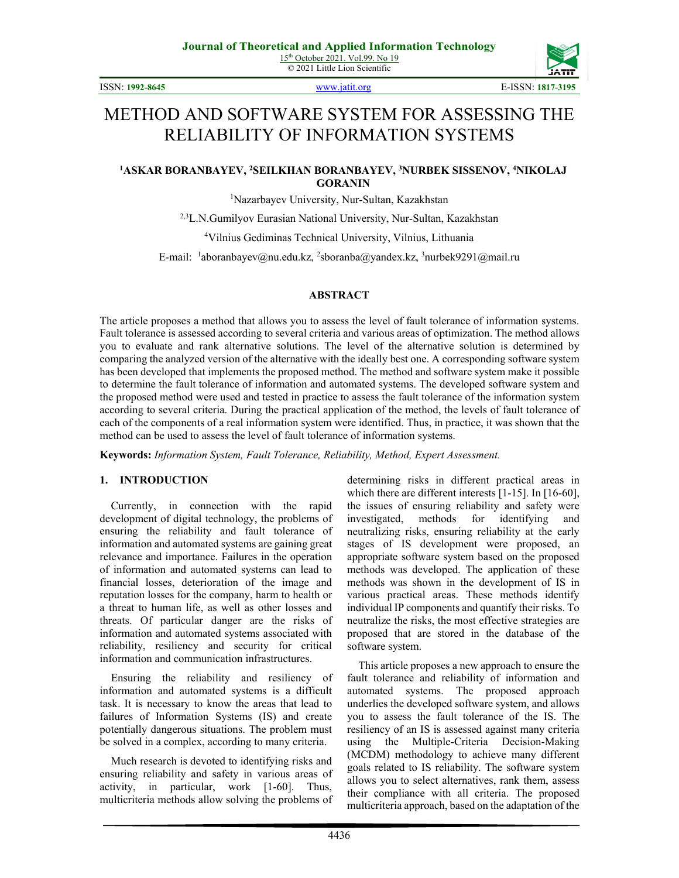# METHOD AND SOFTWARE SYSTEM FOR ASSESSING THE RELIABILITY OF INFORMATION SYSTEMS

**[1]ASKAR BORANBAYEV, [2]SEILKHAN BORANBAYEV, [3]NURBEK SISSENOV, [4]NIKOLAJ GORANIN**

[1]Nazarbayev University, Nur-Sultan, Kazakhstan

[2,3]L.N.Gumilyov Eurasian National University, Nur-Sultan, Kazakhstan

[4]Vilnius Gediminas Technical University, Vilnius, Lithuania

E-mail: [1]aboranbayev@nu.edu.kz, [2]sboranba@yandex.kz, [3]nurbek9291@mail.ru

## ABSTRACT

The article proposes a method that allows you to assess the level of fault tolerance of information systems. Fault tolerance is assessed according to several criteria and various areas of optimization. The method allows you to evaluate and rank alternative solutions. The level of the alternative solution is determined by comparing the analyzed version of the alternative with the ideally best one. A corresponding software system has been developed that implements the proposed method. The method and software system make it possible to determine the fault tolerance of information and automated systems. The developed software system and the proposed method were used and tested in practice to assess the fault tolerance of the information system according to several criteria. During the practical application of the method, the levels of fault tolerance of each of the components of a real information system were identified. Thus, in practice, it was shown that the method can be used to assess the level of fault tolerance of information systems.

**Keywords:** *Information System, Fault Tolerance, Reliability, Method, Expert Assessment.*

## 1. INTRODUCTION

Currently, in connection with the rapid development of digital technology, the problems of ensuring the reliability and fault tolerance of information and automated systems are gaining great relevance and importance. Failures in the operation of information and automated systems can lead to financial losses, deterioration of the image and reputation losses for the company, harm to health or a threat to human life, as well as other losses and threats. Of particular danger are the risks of information and automated systems associated with reliability, resiliency and security for critical information and communication infrastructures.

Ensuring the reliability and resiliency of information and automated systems is a difficult task. It is necessary to know the areas that lead to failures of Information Systems (IS) and create potentially dangerous situations. The problem must be solved in a complex, according to many criteria.

Much research is devoted to identifying risks and ensuring reliability and safety in various areas of activity, in particular, work [1-60]. Thus, multicriteria methods allow solving the problems of determining risks in different practical areas in which there are different interests [1-15]. In [16-60], the issues of ensuring reliability and safety were investigated, methods for identifying and neutralizing risks, ensuring reliability at the early stages of IS development were proposed, an appropriate software system based on the proposed methods was developed. The application of these methods was shown in the development of IS in various practical areas. These methods identify individual IP components and quantify their risks. To neutralize the risks, the most effective strategies are proposed that are stored in the database of the software system.

This article proposes a new approach to ensure the fault tolerance and reliability of information and automated systems. The proposed approach underlies the developed software system, and allows you to assess the fault tolerance of the IS. The resiliency of an IS is assessed against many criteria using the Multiple-Criteria Decision-Making (MCDM) methodology to achieve many different goals related to IS reliability. The software system allows you to select alternatives, rank them, assess their compliance with all criteria. The proposed multicriteria approach, based on the adaptation of the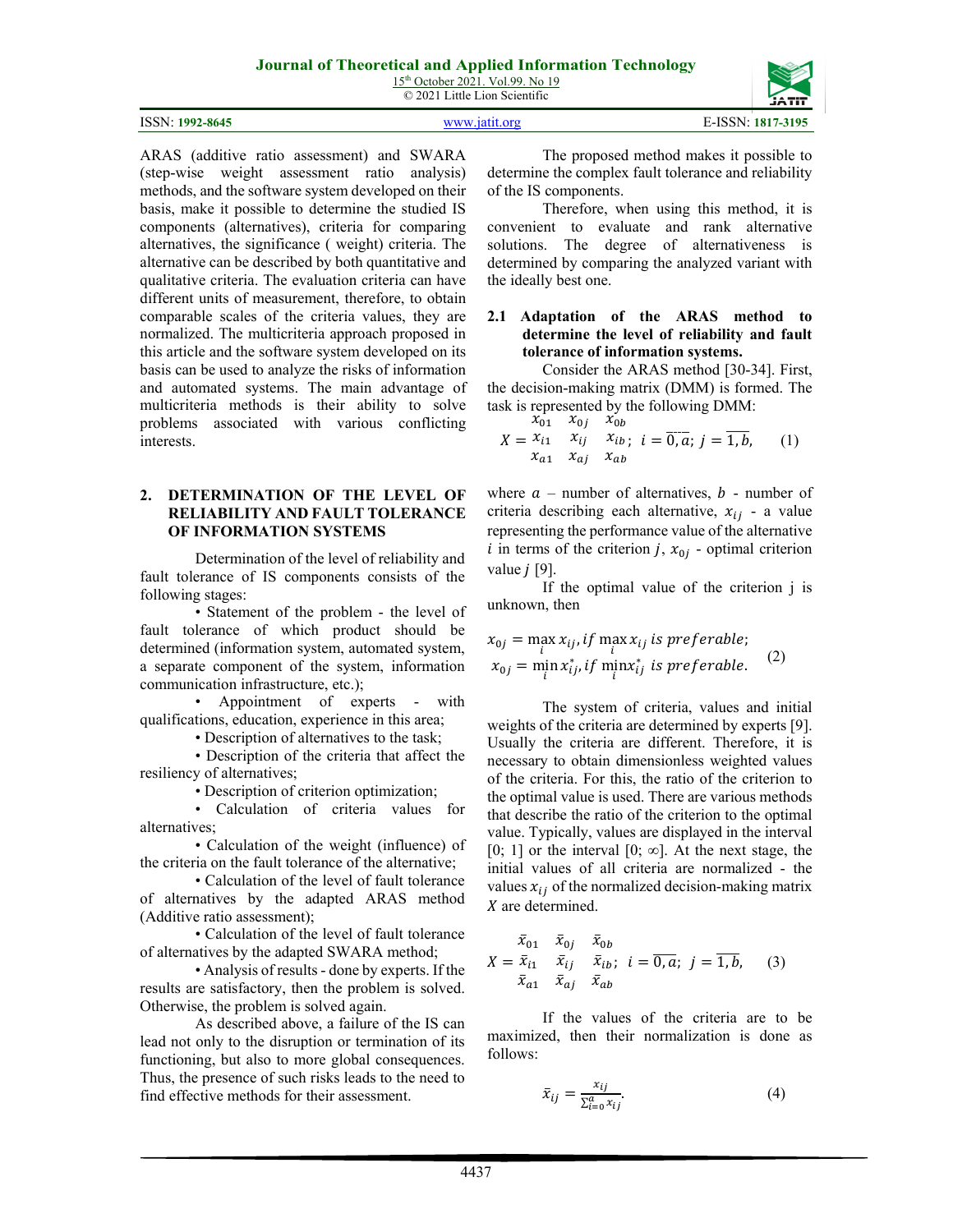ARAS (additive ratio assessment) and SWARA (step-wise weight assessment ratio analysis) methods, and the software system developed on their basis, make it possible to determine the studied IS components (alternatives), criteria for comparing alternatives, the significance ( weight) criteria. The alternative can be described by both quantitative and qualitative criteria. The evaluation criteria can have different units of measurement, therefore, to obtain comparable scales of the criteria values, they are normalized. The multicriteria approach proposed in this article and the software system developed on its basis can be used to analyze the risks of information and automated systems. The main advantage of multicriteria methods is their ability to solve problems associated with various conflicting interests.

## 2. DETERMINATION OF THE LEVEL OF RELIABILITY AND FAULT TOLERANCE OF INFORMATION SYSTEMS

Determination of the level of reliability and fault tolerance of IS components consists of the following stages:

- Statement of the problem - the level of fault tolerance of which product should be determined (information system, automated system, a separate component of the system, information communication infrastructure, etc.);
- Appointment of experts - with qualifications, education, experience in this area;
- Description of alternatives to the task;
- Description of the criteria that affect the resiliency of alternatives;
- Description of criterion optimization;
- Calculation of criteria values for alternatives;
- Calculation of the weight (influence) of the criteria on the fault tolerance of the alternative;
- Calculation of the level of fault tolerance of alternatives by the adapted ARAS method (Additive ratio assessment);
- Calculation of the level of fault tolerance of alternatives by the adapted SWARA method;
- Analysis of results - done by experts. If the results are satisfactory, then the problem is solved. Otherwise, the problem is solved again.

As described above, a failure of the IS can lead not only to the disruption or termination of its functioning, but also to more global consequences. Thus, the presence of such risks leads to the need to find effective methods for their assessment.

The proposed method makes it possible to determine the complex fault tolerance and reliability of the IS components.

Therefore, when using this method, it is convenient to evaluate and rank alternative solutions. The degree of alternativeness is determined by comparing the analyzed variant with the ideally best one.

### 2.1 Adaptation of the ARAS method to determine the level of reliability and fault tolerance of information systems.

Consider the ARAS method [30-34]. First, the decision-making matrix (DMM) is formed. The task is represented by the following DMM:

$$X = \begin{matrix} x_{01} & x_{0j} & x_{0b} \\ x_{i1} & x_{ij} & x_{ib} \\ x_{a1} & x_{aj} & x_{ab} \end{matrix}; \; i = \overline{0,a}; \; j = \overline{1,b}, \quad (1)$$

where $a$ – number of alternatives, $b$ - number of criteria describing each alternative, $x_{ij}$ - a value representing the performance value of the alternative $i$ in terms of the criterion $j$, $x_{0j}$ - optimal criterion value $j$ [9].

If the optimal value of the criterion j is unknown, then

$$\begin{aligned} x_{0j} &= \max_i x_{ij}, if \max_i x_{ij} \; is \; preferable; \\ x_{0j} &= \min_i x_{ij}^*, if \min_i x_{ij}^* \; is \; preferable. \end{aligned} \quad (2)$$

The system of criteria, values and initial weights of the criteria are determined by experts [9]. Usually the criteria are different. Therefore, it is necessary to obtain dimensionless weighted values of the criteria. For this, the ratio of the criterion to the optimal value is used. There are various methods that describe the ratio of the criterion to the optimal value. Typically, values are displayed in the interval [0; 1] or the interval [0; ∞]. At the next stage, the initial values of all criteria are normalized - the values $x_{ij}$ of the normalized decision-making matrix $X$ are determined.

$$X = \begin{matrix} \bar{x}_{01} & \bar{x}_{0j} & \bar{x}_{0b} \\ \bar{x}_{i1} & \bar{x}_{ij} & \bar{x}_{ib} \\ \bar{x}_{a1} & \bar{x}_{aj} & \bar{x}_{ab} \end{matrix}; \; i = \overline{0,a}; \; j = \overline{1,b}, \quad (3)$$

If the values of the criteria are to be maximized, then their normalization is done as follows:

$$\bar{x}_{ij} = \frac{x_{ij}}{\sum_{i=0}^{a} x_{ij}}. \quad (4)$$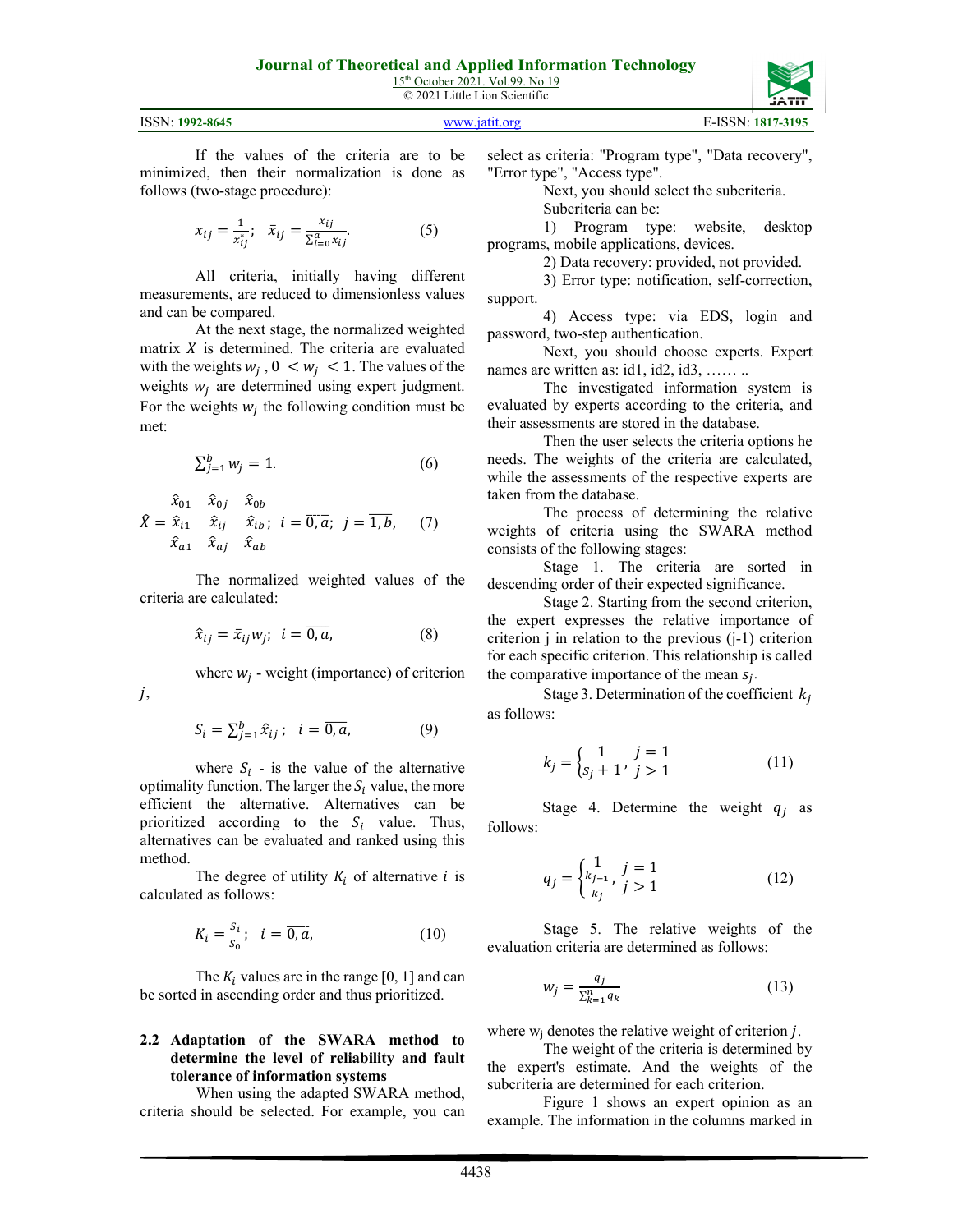If the values of the criteria are to be minimized, then their normalization is done as follows (two-stage procedure):

$$x_{ij} = \frac{1}{x_{ij}^{*}}; \quad \bar{x}_{ij} = \frac{x_{ij}}{\sum_{i=0}^{a} x_{ij}}. \tag{5}$$

All criteria, initially having different measurements, are reduced to dimensionless values and can be compared.

At the next stage, the normalized weighted matrix $X$ is determined. The criteria are evaluated with the weights $w_j$ , $0 < w_j < 1$. The values of the weights $w_j$ are determined using expert judgment. For the weights $w_j$ the following condition must be met:

$$\sum_{j=1}^{b} w_j = 1. \tag{6}$$

$$\hat{X} = \begin{matrix} \hat{x}_{01} & \hat{x}_{0j} & \hat{x}_{0b} \\ \hat{x}_{i1} & \hat{x}_{ij} & \hat{x}_{ib} \\ \hat{x}_{a1} & \hat{x}_{aj} & \hat{x}_{ab} \end{matrix}; \quad i = \overline{0,a}; \; j = \overline{1,b}, \tag{7}$$

The normalized weighted values of the criteria are calculated:

$$\hat{x}_{ij} = \bar{x}_{ij} w_j; \quad i = \overline{0,a}, \tag{8}$$

where $w_j$ - weight (importance) of criterion $j$,

$$S_i = \sum_{j=1}^{b} \hat{x}_{ij}; \quad i = \overline{0,a}, \tag{9}$$

where $S_i$ - is the value of the alternative optimality function. The larger the $S_i$ value, the more efficient the alternative. Alternatives can be prioritized according to the $S_i$ value. Thus, alternatives can be evaluated and ranked using this method.

The degree of utility $K_i$ of alternative $i$ is calculated as follows:

$$K_i = \frac{S_i}{S_0}; \quad i = \overline{0,a}, \tag{10}$$

The $K_i$ values are in the range [0, 1] and can be sorted in ascending order and thus prioritized.

### 2.2 Adaptation of the SWARA method to determine the level of reliability and fault tolerance of information systems

When using the adapted SWARA method, criteria should be selected. For example, you can select as criteria: "Program type", "Data recovery", "Error type", "Access type".

Next, you should select the subcriteria.

Subcriteria can be:

1) Program type: website, desktop programs, mobile applications, devices.

2) Data recovery: provided, not provided.

3) Error type: notification, self-correction, support.

4) Access type: via EDS, login and password, two-step authentication.

Next, you should choose experts. Expert names are written as: id1, id2, id3, …… ..

The investigated information system is evaluated by experts according to the criteria, and their assessments are stored in the database.

Then the user selects the criteria options he needs. The weights of the criteria are calculated, while the assessments of the respective experts are taken from the database.

The process of determining the relative weights of criteria using the SWARA method consists of the following stages:

Stage 1. The criteria are sorted in descending order of their expected significance.

Stage 2. Starting from the second criterion, the expert expresses the relative importance of criterion j in relation to the previous (j-1) criterion for each specific criterion. This relationship is called the comparative importance of the mean $s_j$.

Stage 3. Determination of the coefficient $k_j$ as follows:

$$k_j = \begin{cases} 1 & j = 1 \\ s_j + 1, & j > 1 \end{cases} \tag{11}$$

Stage 4. Determine the weight $q_j$ as follows:

$$q_j = \begin{cases} 1 & j = 1 \\ \frac{k_{j-1}}{k_j}, & j > 1 \end{cases} \tag{12}$$

Stage 5. The relative weights of the evaluation criteria are determined as follows:

$$w_j = \frac{q_j}{\sum_{k=1}^{n} q_k} \tag{13}$$

where $w_j$ denotes the relative weight of criterion $j$.

The weight of the criteria is determined by the expert's estimate. And the weights of the subcriteria are determined for each criterion.

Figure 1 shows an expert opinion as an example. The information in the columns marked in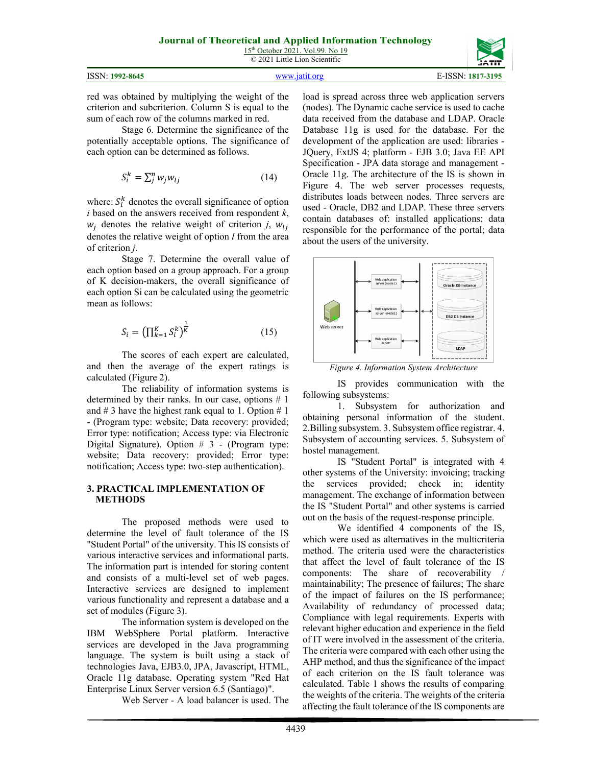red was obtained by multiplying the weight of the criterion and subcriterion. Column S is equal to the sum of each row of the columns marked in red.

Stage 6. Determine the significance of the potentially acceptable options. The significance of each option can be determined as follows.

$$S_i^k = \sum_j^n w_j w_{lj} \tag{14}$$

where: $S_i^k$ denotes the overall significance of option $i$ based on the answers received from respondent $k$, $w_j$ denotes the relative weight of criterion $j$, $w_{lj}$ denotes the relative weight of option $l$ from the area of criterion $j$.

Stage 7. Determine the overall value of each option based on a group approach. For a group of K decision-makers, the overall significance of each option Si can be calculated using the geometric mean as follows:

$$S_i = \left(\prod_{k=1}^{K} S_i^k\right)^{\frac{1}{K}} \tag{15}$$

The scores of each expert are calculated, and then the average of the expert ratings is calculated (Figure 2).

The reliability of information systems is determined by their ranks. In our case, options # 1 and # 3 have the highest rank equal to 1. Option # 1 - (Program type: website; Data recovery: provided; Error type: notification; Access type: via Electronic Digital Signature). Option # 3 - (Program type: website; Data recovery: provided; Error type: notification; Access type: two-step authentication).

## 3. PRACTICAL IMPLEMENTATION OF METHODS

The proposed methods were used to determine the level of fault tolerance of the IS "Student Portal" of the university. This IS consists of various interactive services and informational parts. The information part is intended for storing content and consists of a multi-level set of web pages. Interactive services are designed to implement various functionality and represent a database and a set of modules (Figure 3).

The information system is developed on the IBM WebSphere Portal platform. Interactive services are developed in the Java programming language. The system is built using a stack of technologies Java, EJB3.0, JPA, Javascript, HTML, Oracle 11g database. Operating system "Red Hat Enterprise Linux Server version 6.5 (Santiago)".

Web Server - A load balancer is used. The load is spread across three web application servers (nodes). The Dynamic cache service is used to cache data received from the database and LDAP. Oracle Database 11g is used for the database. For the development of the application are used: libraries - JQuery, ExtJS 4; platform - EJB 3.0; Java EE API Specification - JPA data storage and management - Oracle 11g. The architecture of the IS is shown in Figure 4. The web server processes requests, distributes loads between nodes. Three servers are used - Oracle, DB2 and LDAP. These three servers contain databases of: installed applications; data responsible for the performance of the portal; data about the users of the university.

*Figure 4. Information System Architecture*

IS provides communication with the following subsystems:

1. Subsystem for authorization and obtaining personal information of the student. 2.Billing subsystem. 3. Subsystem office registrar. 4. Subsystem of accounting services. 5. Subsystem of hostel management.

IS "Student Portal" is integrated with 4 other systems of the University: invoicing; tracking the services provided; check in; identity management. The exchange of information between the IS "Student Portal" and other systems is carried out on the basis of the request-response principle.

We identified 4 components of the IS, which were used as alternatives in the multicriteria method. The criteria used were the characteristics that affect the level of fault tolerance of the IS components: The share of recoverability / maintainability; The presence of failures; The share of the impact of failures on the IS performance; Availability of redundancy of processed data; Compliance with legal requirements. Experts with relevant higher education and experience in the field of IT were involved in the assessment of the criteria. The criteria were compared with each other using the AHP method, and thus the significance of the impact of each criterion on the IS fault tolerance was calculated. Table 1 shows the results of comparing the weights of the criteria. The weights of the criteria affecting the fault tolerance of the IS components are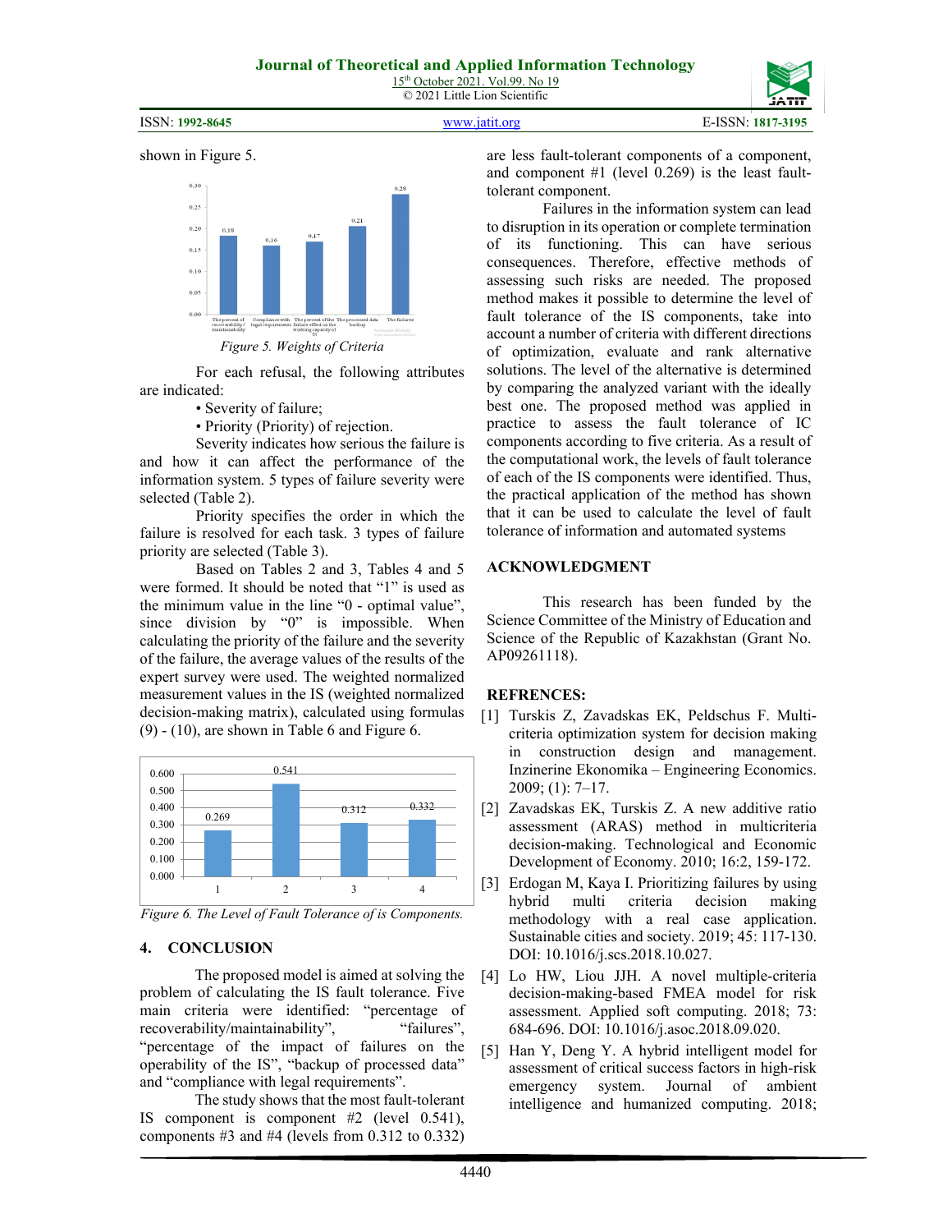shown in Figure 5.

*Figure 5. Weights of Criteria*

For each refusal, the following attributes are indicated:

- Severity of failure;
- Priority (Priority) of rejection.

Severity indicates how serious the failure is and how it can affect the performance of the information system. 5 types of failure severity were selected (Table 2).

Priority specifies the order in which the failure is resolved for each task. 3 types of failure priority are selected (Table 3).

Based on Tables 2 and 3, Tables 4 and 5 were formed. It should be noted that "1" is used as the minimum value in the line "0 - optimal value", since division by "0" is impossible. When calculating the priority of the failure and the severity of the failure, the average values of the results of the expert survey were used. The weighted normalized measurement values in the IS (weighted normalized decision-making matrix), calculated using formulas (9) - (10), are shown in Table 6 and Figure 6.

*Figure 6. The Level of Fault Tolerance of is Components.*

## 4. CONCLUSION

The proposed model is aimed at solving the problem of calculating the IS fault tolerance. Five main criteria were identified: "percentage of recoverability/maintainability", "failures", "percentage of the impact of failures on the operability of the IS", "backup of processed data" and "compliance with legal requirements".

The study shows that the most fault-tolerant IS component is component #2 (level 0.541), components #3 and #4 (levels from 0.312 to 0.332) are less fault-tolerant components of a component, and component #1 (level 0.269) is the least fault-tolerant component.

Failures in the information system can lead to disruption in its operation or complete termination of its functioning. This can have serious consequences. Therefore, effective methods of assessing such risks are needed. The proposed method makes it possible to determine the level of fault tolerance of the IS components, take into account a number of criteria with different directions of optimization, evaluate and rank alternative solutions. The level of the alternative is determined by comparing the analyzed variant with the ideally best one. The proposed method was applied in practice to assess the fault tolerance of IC components according to five criteria. As a result of the computational work, the levels of fault tolerance of each of the IS components were identified. Thus, the practical application of the method has shown that it can be used to calculate the level of fault tolerance of information and automated systems

## ACKNOWLEDGMENT

This research has been funded by the Science Committee of the Ministry of Education and Science of the Republic of Kazakhstan (Grant No. AP09261118).

## REFRENCES:

[1] Turskis Z, Zavadskas EK, Peldschus F. Multi-criteria optimization system for decision making in construction design and management. Inzinerine Ekonomika – Engineering Economics. 2009; (1): 7–17.

[2] Zavadskas EK, Turskis Z. A new additive ratio assessment (ARAS) method in multicriteria decision-making. Technological and Economic Development of Economy. 2010; 16:2, 159-172.

[3] Erdogan M, Kaya I. Prioritizing failures by using hybrid multi criteria decision making methodology with a real case application. Sustainable cities and society. 2019; 45: 117-130. DOI: 10.1016/j.scs.2018.10.027.

[4] Lo HW, Liou JJH. A novel multiple-criteria decision-making-based FMEA model for risk assessment. Applied soft computing. 2018; 73: 684-696. DOI: 10.1016/j.asoc.2018.09.020.

[5] Han Y, Deng Y. A hybrid intelligent model for assessment of critical success factors in high-risk emergency system. Journal of ambient intelligence and humanized computing. 2018;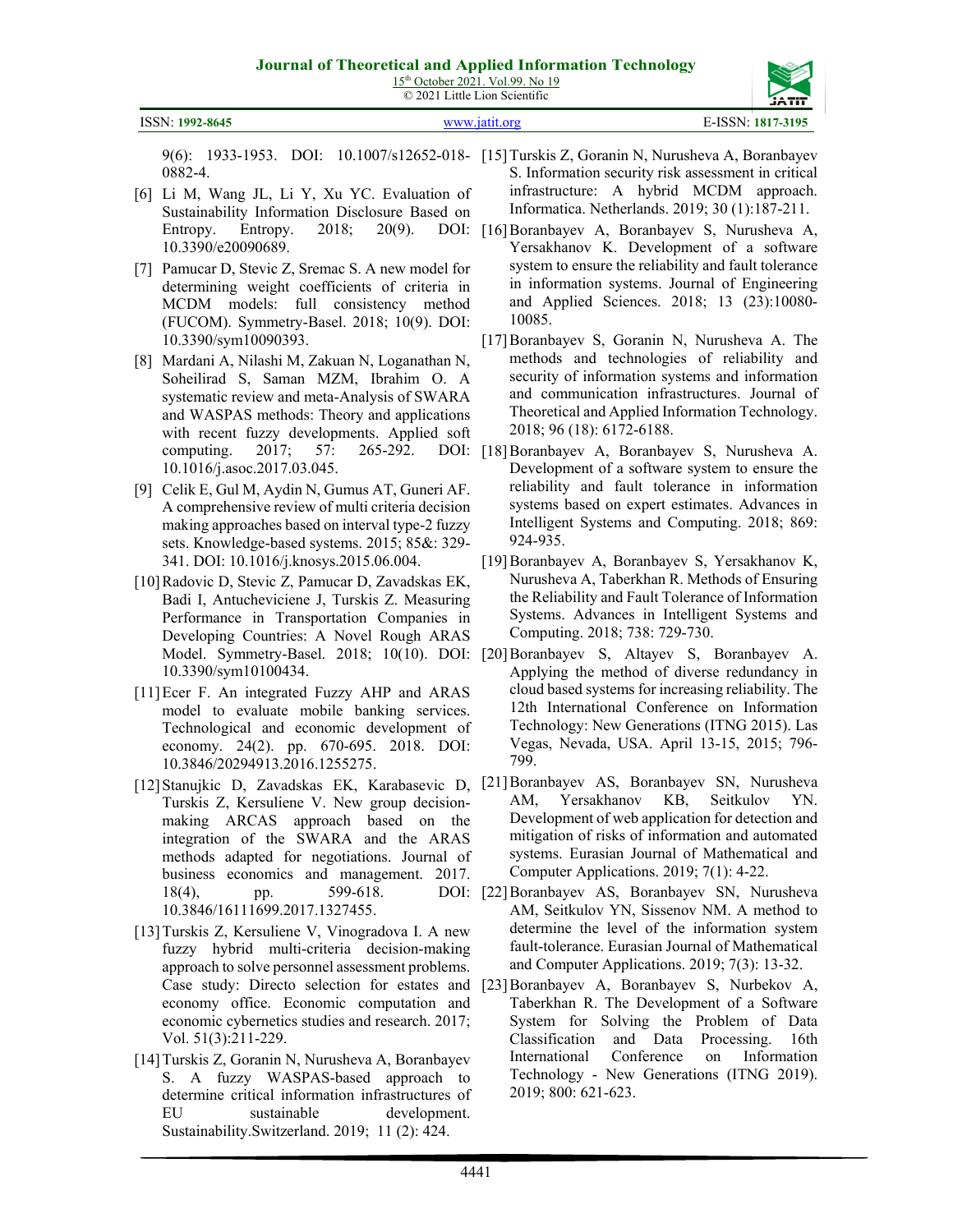9(6): 1933-1953. DOI: 10.1007/s12652-018-0882-4.

[6] Li M, Wang JL, Li Y, Xu YC. Evaluation of Sustainability Information Disclosure Based on Entropy. Entropy. 2018; 20(9). DOI: 10.3390/e20090689.

[7] Pamucar D, Stevic Z, Sremac S. A new model for determining weight coefficients of criteria in MCDM models: full consistency method (FUCOM). Symmetry-Basel. 2018; 10(9). DOI: 10.3390/sym10090393.

[8] Mardani A, Nilashi M, Zakuan N, Loganathan N, Soheilirad S, Saman MZM, Ibrahim O. A systematic review and meta-Analysis of SWARA and WASPAS methods: Theory and applications with recent fuzzy developments. Applied soft computing. 2017; 57: 265-292. DOI: 10.1016/j.asoc.2017.03.045.

[9] Celik E, Gul M, Aydin N, Gumus AT, Guneri AF. A comprehensive review of multi criteria decision making approaches based on interval type-2 fuzzy sets. Knowledge-based systems. 2015; 85&: 329-341. DOI: 10.1016/j.knosys.2015.06.004.

[10] Radovic D, Stevic Z, Pamucar D, Zavadskas EK, Badi I, Antucheviciene J, Turskis Z. Measuring Performance in Transportation Companies in Developing Countries: A Novel Rough ARAS Model. Symmetry-Basel. 2018; 10(10). DOI: 10.3390/sym10100434.

[11] Ecer F. An integrated Fuzzy AHP and ARAS model to evaluate mobile banking services. Technological and economic development of economy. 24(2). pp. 670-695. 2018. DOI: 10.3846/20294913.2016.1255275.

[12] Stanujkic D, Zavadskas EK, Karabasevic D, Turskis Z, Kersuliene V. New group decision-making ARCAS approach based on the integration of the SWARA and the ARAS methods adapted for negotiations. Journal of business economics and management. 2017. 18(4), pp. 599-618. DOI: 10.3846/16111699.2017.1327455.

[13] Turskis Z, Kersuliene V, Vinogradova I. A new fuzzy hybrid multi-criteria decision-making approach to solve personnel assessment problems. Case study: Directo selection for estates and economy office. Economic computation and economic cybernetics studies and research. 2017; Vol. 51(3):211-229.

[14] Turskis Z, Goranin N, Nurusheva A, Boranbayev S. A fuzzy WASPAS-based approach to determine critical information infrastructures of EU sustainable development. Sustainability.Switzerland. 2019; 11 (2): 424.

[15] Turskis Z, Goranin N, Nurusheva A, Boranbayev S. Information security risk assessment in critical infrastructure: A hybrid MCDM approach. Informatica. Netherlands. 2019; 30 (1):187-211.

[16] Boranbayev A, Boranbayev S, Nurusheva A, Yersakhanov K. Development of a software system to ensure the reliability and fault tolerance in information systems. Journal of Engineering and Applied Sciences. 2018; 13 (23):10080-10085.

[17] Boranbayev S, Goranin N, Nurusheva A. The methods and technologies of reliability and security of information systems and information and communication infrastructures. Journal of Theoretical and Applied Information Technology. 2018; 96 (18): 6172-6188.

[18] Boranbayev A, Boranbayev S, Nurusheva A. Development of a software system to ensure the reliability and fault tolerance in information systems based on expert estimates. Advances in Intelligent Systems and Computing. 2018; 869: 924-935.

[19] Boranbayev A, Boranbayev S, Yersakhanov K, Nurusheva A, Taberkhan R. Methods of Ensuring the Reliability and Fault Tolerance of Information Systems. Advances in Intelligent Systems and Computing. 2018; 738: 729-730.

[20] Boranbayev S, Altayev S, Boranbayev A. Applying the method of diverse redundancy in cloud based systems for increasing reliability. The 12th International Conference on Information Technology: New Generations (ITNG 2015). Las Vegas, Nevada, USA. April 13-15, 2015; 796-799.

[21] Boranbayev AS, Boranbayev SN, Nurusheva AM, Yersakhanov KB, Seitkulov YN. Development of web application for detection and mitigation of risks of information and automated systems. Eurasian Journal of Mathematical and Computer Applications. 2019; 7(1): 4-22.

[22] Boranbayev AS, Boranbayev SN, Nurusheva AM, Seitkulov YN, Sissenov NM. A method to determine the level of the information system fault-tolerance. Eurasian Journal of Mathematical and Computer Applications. 2019; 7(3): 13-32.

[23] Boranbayev A, Boranbayev S, Nurbekov A, Taberkhan R. The Development of a Software System for Solving the Problem of Data Classification and Data Processing. 16th International Conference on Information Technology - New Generations (ITNG 2019). 2019; 800: 621-623.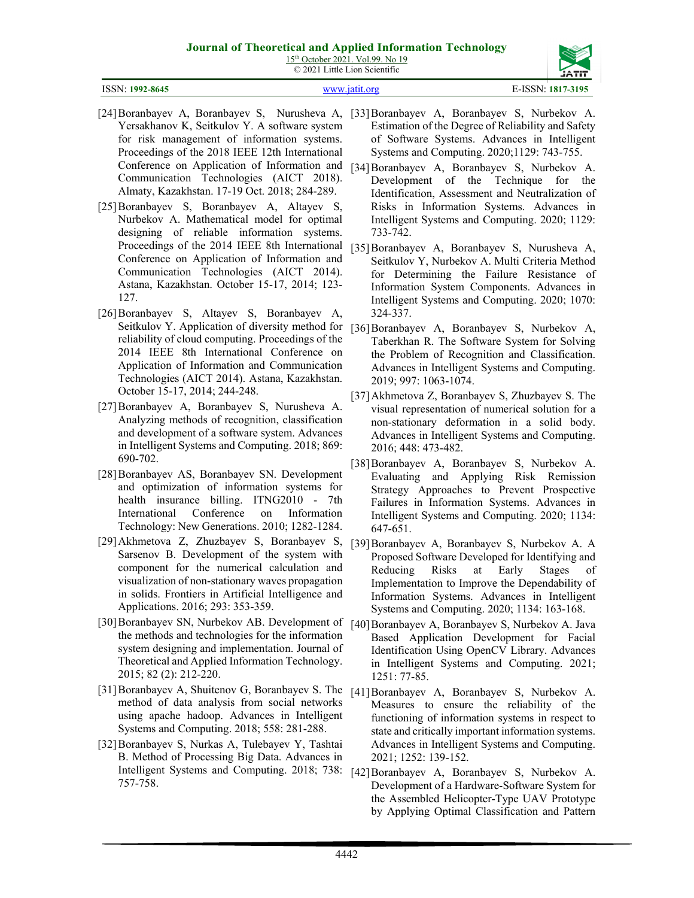[24] Boranbayev A, Boranbayev S, Nurusheva A, Yersakhanov K, Seitkulov Y. A software system for risk management of information systems. Proceedings of the 2018 IEEE 12th International Conference on Application of Information and Communication Technologies (AICT 2018). Almaty, Kazakhstan. 17-19 Oct. 2018; 284-289.

[25] Boranbayev S, Boranbayev A, Altayev S, Nurbekov A. Mathematical model for optimal designing of reliable information systems. Proceedings of the 2014 IEEE 8th International Conference on Application of Information and Communication Technologies (AICT 2014). Astana, Kazakhstan. October 15-17, 2014; 123-127.

[26] Boranbayev S, Altayev S, Boranbayev A, Seitkulov Y. Application of diversity method for reliability of cloud computing. Proceedings of the 2014 IEEE 8th International Conference on Application of Information and Communication Technologies (AICT 2014). Astana, Kazakhstan. October 15-17, 2014; 244-248.

[27] Boranbayev A, Boranbayev S, Nurusheva A. Analyzing methods of recognition, classification and development of a software system. Advances in Intelligent Systems and Computing. 2018; 869: 690-702.

[28] Boranbayev AS, Boranbayev SN. Development and optimization of information systems for health insurance billing. ITNG2010 - 7th International Conference on Information Technology: New Generations. 2010; 1282-1284.

[29] Akhmetova Z, Zhuzbayev S, Boranbayev S, Sarsenov B. Development of the system with component for the numerical calculation and visualization of non-stationary waves propagation in solids. Frontiers in Artificial Intelligence and Applications. 2016; 293: 353-359.

[30] Boranbayev SN, Nurbekov AB. Development of the methods and technologies for the information system designing and implementation. Journal of Theoretical and Applied Information Technology. 2015; 82 (2): 212-220.

[31] Boranbayev A, Shuitenov G, Boranbayev S. The method of data analysis from social networks using apache hadoop. Advances in Intelligent Systems and Computing. 2018; 558: 281-288.

[32] Boranbayev S, Nurkas A, Tulebayev Y, Tashtai B. Method of Processing Big Data. Advances in Intelligent Systems and Computing. 2018; 738: 757-758.

[33] Boranbayev A, Boranbayev S, Nurbekov A. Estimation of the Degree of Reliability and Safety of Software Systems. Advances in Intelligent Systems and Computing. 2020;1129: 743-755.

[34] Boranbayev A, Boranbayev S, Nurbekov A. Development of the Technique for the Identification, Assessment and Neutralization of Risks in Information Systems. Advances in Intelligent Systems and Computing. 2020; 1129: 733-742.

[35] Boranbayev A, Boranbayev S, Nurusheva A, Seitkulov Y, Nurbekov A. Multi Criteria Method for Determining the Failure Resistance of Information System Components. Advances in Intelligent Systems and Computing. 2020; 1070: 324-337.

[36] Boranbayev A, Boranbayev S, Nurbekov A, Taberkhan R. The Software System for Solving the Problem of Recognition and Classification. Advances in Intelligent Systems and Computing. 2019; 997: 1063-1074.

[37] Akhmetova Z, Boranbayev S, Zhuzbayev S. The visual representation of numerical solution for a non-stationary deformation in a solid body. Advances in Intelligent Systems and Computing. 2016; 448: 473-482.

[38] Boranbayev A, Boranbayev S, Nurbekov A. Evaluating and Applying Risk Remission Strategy Approaches to Prevent Prospective Failures in Information Systems. Advances in Intelligent Systems and Computing. 2020; 1134: 647-651.

[39] Boranbayev A, Boranbayev S, Nurbekov A. A Proposed Software Developed for Identifying and Reducing Risks at Early Stages of Implementation to Improve the Dependability of Information Systems. Advances in Intelligent Systems and Computing. 2020; 1134: 163-168.

[40] Boranbayev A, Boranbayev S, Nurbekov A. Java Based Application Development for Facial Identification Using OpenCV Library. Advances in Intelligent Systems and Computing. 2021; 1251: 77-85.

[41] Boranbayev A, Boranbayev S, Nurbekov A. Measures to ensure the reliability of the functioning of information systems in respect to state and critically important information systems. Advances in Intelligent Systems and Computing. 2021; 1252: 139-152.

[42] Boranbayev A, Boranbayev S, Nurbekov A. Development of a Hardware-Software System for the Assembled Helicopter-Type UAV Prototype by Applying Optimal Classification and Pattern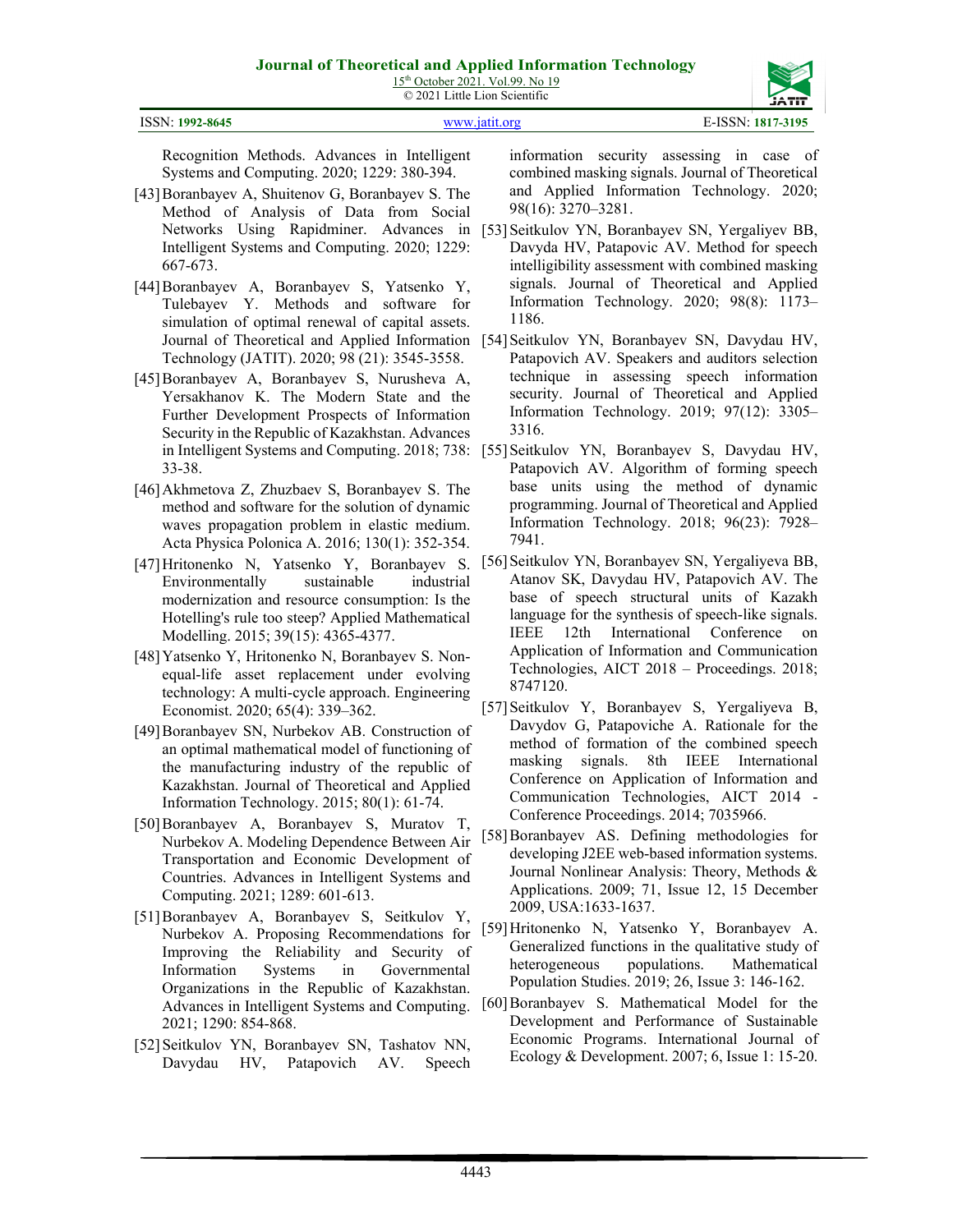Recognition Methods. Advances in Intelligent Systems and Computing. 2020; 1229: 380-394.

[43] Boranbayev A, Shuitenov G, Boranbayev S. The Method of Analysis of Data from Social Networks Using Rapidminer. Advances in Intelligent Systems and Computing. 2020; 1229: 667-673.

[44] Boranbayev A, Boranbayev S, Yatsenko Y, Tulebayev Y. Methods and software for simulation of optimal renewal of capital assets. Journal of Theoretical and Applied Information Technology (JATIT). 2020; 98 (21): 3545-3558.

[45] Boranbayev A, Boranbayev S, Nurusheva A, Yersakhanov K. The Modern State and the Further Development Prospects of Information Security in the Republic of Kazakhstan. Advances in Intelligent Systems and Computing. 2018; 738: 33-38.

[46] Akhmetova Z, Zhuzbaev S, Boranbayev S. The method and software for the solution of dynamic waves propagation problem in elastic medium. Acta Physica Polonica A. 2016; 130(1): 352-354.

[47] Hritonenko N, Yatsenko Y, Boranbayev S. Environmentally sustainable industrial modernization and resource consumption: Is the Hotelling's rule too steep? Applied Mathematical Modelling. 2015; 39(15): 4365-4377.

[48] Yatsenko Y, Hritonenko N, Boranbayev S. Non-equal-life asset replacement under evolving technology: A multi-cycle approach. Engineering Economist. 2020; 65(4): 339–362.

[49] Boranbayev SN, Nurbekov AB. Construction of an optimal mathematical model of functioning of the manufacturing industry of the republic of Kazakhstan. Journal of Theoretical and Applied Information Technology. 2015; 80(1): 61-74.

[50] Boranbayev A, Boranbayev S, Muratov T, Nurbekov A. Modeling Dependence Between Air Transportation and Economic Development of Countries. Advances in Intelligent Systems and Computing. 2021; 1289: 601-613.

[51] Boranbayev A, Boranbayev S, Seitkulov Y, Nurbekov A. Proposing Recommendations for Improving the Reliability and Security of Information Systems in Governmental Organizations in the Republic of Kazakhstan. Advances in Intelligent Systems and Computing. 2021; 1290: 854-868.

[52] Seitkulov YN, Boranbayev SN, Tashatov NN, Davydau HV, Patapovich AV. Speech information security assessing in case of combined masking signals. Journal of Theoretical and Applied Information Technology. 2020; 98(16): 3270–3281.

[53] Seitkulov YN, Boranbayev SN, Yergaliyev BB, Davyda HV, Patapovic AV. Method for speech intelligibility assessment with combined masking signals. Journal of Theoretical and Applied Information Technology. 2020; 98(8): 1173–1186.

[54] Seitkulov YN, Boranbayev SN, Davydau HV, Patapovich AV. Speakers and auditors selection technique in assessing speech information security. Journal of Theoretical and Applied Information Technology. 2019; 97(12): 3305–3316.

[55] Seitkulov YN, Boranbayev S, Davydau HV, Patapovich AV. Algorithm of forming speech base units using the method of dynamic programming. Journal of Theoretical and Applied Information Technology. 2018; 96(23): 7928–7941.

[56] Seitkulov YN, Boranbayev SN, Yergaliyeva BB, Atanov SK, Davydau HV, Patapovich AV. The base of speech structural units of Kazakh language for the synthesis of speech-like signals. IEEE 12th International Conference on Application of Information and Communication Technologies, AICT 2018 – Proceedings. 2018; 8747120.

[57] Seitkulov Y, Boranbayev S, Yergaliyeva B, Davydov G, Patapoviche A. Rationale for the method of formation of the combined speech masking signals. 8th IEEE International Conference on Application of Information and Communication Technologies, AICT 2014 - Conference Proceedings. 2014; 7035966.

[58] Boranbayev AS. Defining methodologies for developing J2EE web-based information systems. Journal Nonlinear Analysis: Theory, Methods & Applications. 2009; 71, Issue 12, 15 December 2009, USA:1633-1637.

[59] Hritonenko N, Yatsenko Y, Boranbayev A. Generalized functions in the qualitative study of heterogeneous populations. Mathematical Population Studies. 2019; 26, Issue 3: 146-162.

[60] Boranbayev S. Mathematical Model for the Development and Performance of Sustainable Economic Programs. International Journal of Ecology & Development. 2007; 6, Issue 1: 15-20.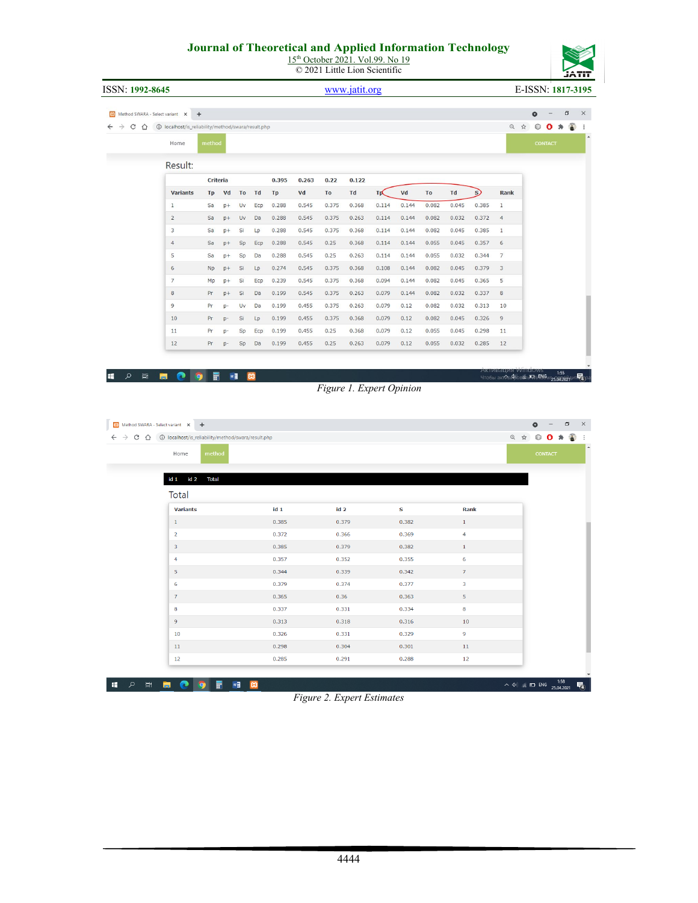| | Criteria | | | | 0.395 | 0.263 | 0.22 | 0.122 | | | | | | |
|---|---|---|---|---|---|---|---|---|---|---|---|---|---|---|
| Variants | Tp | Vd | To | Td | Tp | Vd | To | Td | Tp | Vd | To | Td | S | Rank |
| 1 | Sa | p+ | Uv | Ecp | 0.288 | 0.545 | 0.375 | 0.368 | 0.114 | 0.144 | 0.082 | 0.045 | 0.385 | 1 |
| 2 | Sa | p+ | Uv | Da | 0.288 | 0.545 | 0.375 | 0.263 | 0.114 | 0.144 | 0.082 | 0.032 | 0.372 | 4 |
| 3 | Sa | p+ | Si | Lp | 0.288 | 0.545 | 0.375 | 0.368 | 0.114 | 0.144 | 0.082 | 0.045 | 0.385 | 1 |
| 4 | Sa | p+ | Sp | Ecp | 0.288 | 0.545 | 0.25 | 0.368 | 0.114 | 0.144 | 0.055 | 0.045 | 0.357 | 6 |
| 5 | Sa | p+ | Sp | Da | 0.288 | 0.545 | 0.25 | 0.263 | 0.114 | 0.144 | 0.055 | 0.032 | 0.344 | 7 |
| 6 | Np | p+ | Si | Lp | 0.274 | 0.545 | 0.375 | 0.368 | 0.108 | 0.144 | 0.082 | 0.045 | 0.379 | 3 |
| 7 | Mp | p+ | Si | Ecp | 0.239 | 0.545 | 0.375 | 0.368 | 0.094 | 0.144 | 0.082 | 0.045 | 0.365 | 5 |
| 8 | Pr | p+ | Si | Da | 0.199 | 0.545 | 0.375 | 0.263 | 0.079 | 0.144 | 0.082 | 0.032 | 0.337 | 8 |
| 9 | Pr | p- | Uv | Da | 0.199 | 0.455 | 0.375 | 0.263 | 0.079 | 0.12 | 0.082 | 0.032 | 0.313 | 10 |
| 10 | Pr | p- | Si | Lp | 0.199 | 0.455 | 0.375 | 0.368 | 0.079 | 0.12 | 0.082 | 0.045 | 0.326 | 9 |
| 11 | Pr | p- | Sp | Ecp | 0.199 | 0.455 | 0.25 | 0.368 | 0.079 | 0.12 | 0.055 | 0.045 | 0.298 | 11 |
| 12 | Pr | p- | Sp | Da | 0.199 | 0.455 | 0.25 | 0.263 | 0.079 | 0.12 | 0.055 | 0.032 | 0.285 | 12 |

*Figure 1. Expert Opinion*

Total

| Variants | id 1 | id 2 | S | Rank |
|---|---|---|---|---|
| 1 | 0.385 | 0.379 | 0.382 | 1 |
| 2 | 0.372 | 0.366 | 0.369 | 4 |
| 3 | 0.385 | 0.379 | 0.382 | 1 |
| 4 | 0.357 | 0.352 | 0.355 | 6 |
| 5 | 0.344 | 0.339 | 0.342 | 7 |
| 6 | 0.379 | 0.374 | 0.377 | 3 |
| 7 | 0.365 | 0.36 | 0.363 | 5 |
| 8 | 0.337 | 0.331 | 0.334 | 8 |
| 9 | 0.313 | 0.318 | 0.316 | 10 |
| 10 | 0.326 | 0.331 | 0.329 | 9 |
| 11 | 0.298 | 0.304 | 0.301 | 11 |
| 12 | 0.285 | 0.291 | 0.288 | 12 |

*Figure 2. Expert Estimates*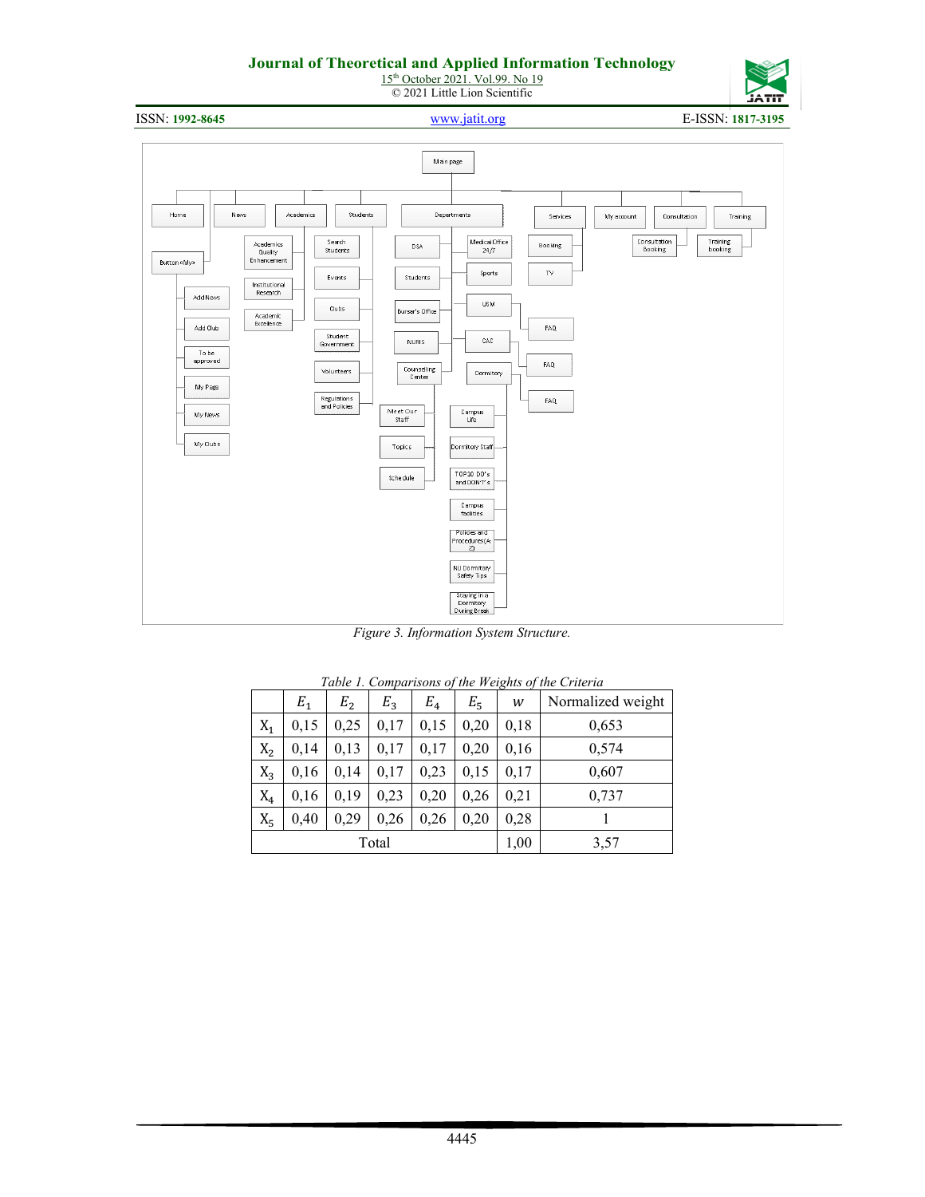Figure 3. Information System Structure.

Table 1. Comparisons of the Weights of the Criteria

| | $E_1$ | $E_2$ | $E_3$ | $E_4$ | $E_5$ | $w$ | Normalized weight |
|---|---|---|---|---|---|---|---|
| $X_1$ | 0,15 | 0,25 | 0,17 | 0,15 | 0,20 | 0,18 | 0,653 |
| $X_2$ | 0,14 | 0,13 | 0,17 | 0,17 | 0,20 | 0,16 | 0,574 |
| $X_3$ | 0,16 | 0,14 | 0,17 | 0,23 | 0,15 | 0,17 | 0,607 |
| $X_4$ | 0,16 | 0,19 | 0,23 | 0,20 | 0,26 | 0,21 | 0,737 |
| $X_5$ | 0,40 | 0,29 | 0,26 | 0,26 | 0,20 | 0,28 | 1 |
| Total | | | | | | 1,00 | 3,57 |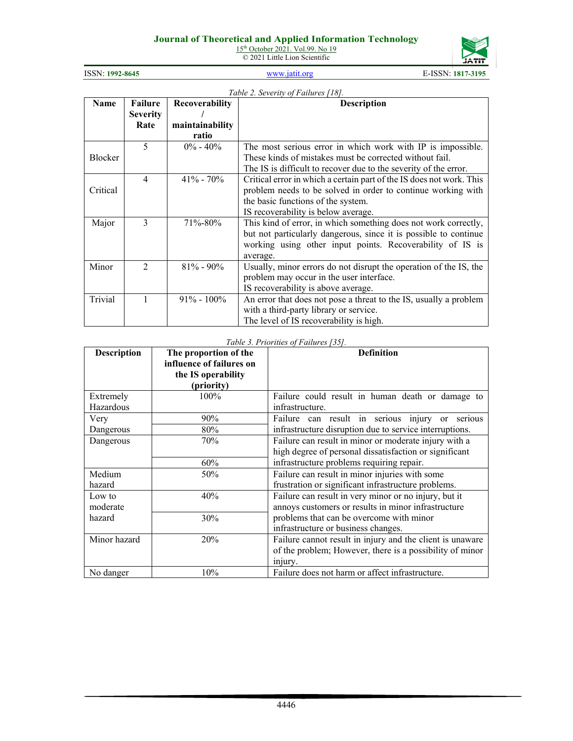*Table 2. Severity of Failures [18].*

| Name | Failure Severity Rate | Recoverability / maintainability ratio | Description |
|---|---|---|---|
| Blocker | 5 | 0% - 40% | The most serious error in which work with IP is impossible. These kinds of mistakes must be corrected without fail. The IS is difficult to recover due to the severity of the error. |
| Critical | 4 | 41% - 70% | Critical error in which a certain part of the IS does not work. This problem needs to be solved in order to continue working with the basic functions of the system. IS recoverability is below average. |
| Major | 3 | 71%-80% | This kind of error, in which something does not work correctly, but not particularly dangerous, since it is possible to continue working using other input points. Recoverability of IS is average. |
| Minor | 2 | 81% - 90% | Usually, minor errors do not disrupt the operation of the IS, the problem may occur in the user interface. IS recoverability is above average. |
| Trivial | 1 | 91% - 100% | An error that does not pose a threat to the IS, usually a problem with a third-party library or service. The level of IS recoverability is high. |

*Table 3. Priorities of Failures [35].*

| Description | The proportion of the influence of failures on the IS operability (priority) | Definition |
|---|---|---|
| Extremely Hazardous | 100% | Failure could result in human death or damage to infrastructure. |
| Very Dangerous | 90% | Failure can result in serious injury or serious infrastructure disruption due to service interruptions. |
| | 80% | |
| Dangerous | 70% | Failure can result in minor or moderate injury with a high degree of personal dissatisfaction or significant infrastructure problems requiring repair. |
| | 60% | |
| Medium hazard | 50% | Failure can result in minor injuries with some frustration or significant infrastructure problems. |
| Low to moderate hazard | 40% | Failure can result in very minor or no injury, but it annoys customers or results in minor infrastructure problems that can be overcome with minor infrastructure or business changes. |
| | 30% | |
| Minor hazard | 20% | Failure cannot result in injury and the client is unaware of the problem; However, there is a possibility of minor injury. |
| No danger | 10% | Failure does not harm or affect infrastructure. |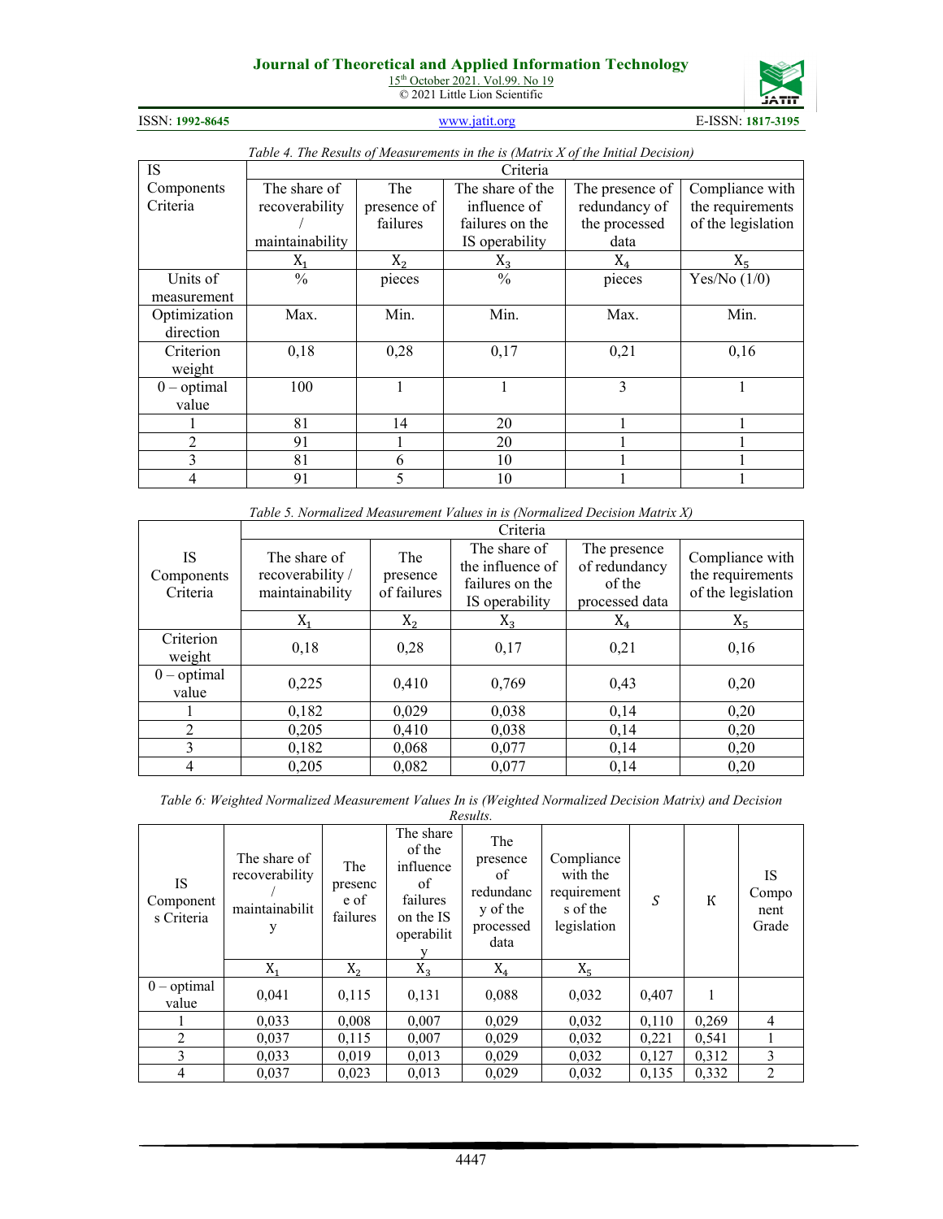*Table 4. The Results of Measurements in the is (Matrix X of the Initial Decision)*

| IS Components Criteria | Criteria | | | | |
|---|---|---|---|---|---|
| | The share of recoverability / maintainability | The presence of failures | The share of the influence of failures on the IS operability | The presence of redundancy of the processed data | Compliance with the requirements of the legislation |
| | $X_1$ | $X_2$ | $X_3$ | $X_4$ | $X_5$ |
| Units of measurement | % | pieces | % | pieces | Yes/No (1/0) |
| Optimization direction | Max. | Min. | Min. | Max. | Min. |
| Criterion weight | 0,18 | 0,28 | 0,17 | 0,21 | 0,16 |
| 0 – optimal value | 100 | 1 | 1 | 3 | 1 |
| 1 | 81 | 14 | 20 | 1 | 1 |
| 2 | 91 | 1 | 20 | 1 | 1 |
| 3 | 81 | 6 | 10 | 1 | 1 |
| 4 | 91 | 5 | 10 | 1 | 1 |

*Table 5. Normalized Measurement Values in is (Normalized Decision Matrix X)*

| IS Components Criteria | Criteria | | | | |
|---|---|---|---|---|---|
| | The share of recoverability / maintainability | The presence of failures | The share of the influence of failures on the IS operability | The presence of redundancy of the processed data | Compliance with the requirements of the legislation |
| | $X_1$ | $X_2$ | $X_3$ | $X_4$ | $X_5$ |
| Criterion weight | 0,18 | 0,28 | 0,17 | 0,21 | 0,16 |
| 0 – optimal value | 0,225 | 0,410 | 0,769 | 0,43 | 0,20 |
| 1 | 0,182 | 0,029 | 0,038 | 0,14 | 0,20 |
| 2 | 0,205 | 0,410 | 0,038 | 0,14 | 0,20 |
| 3 | 0,182 | 0,068 | 0,077 | 0,14 | 0,20 |
| 4 | 0,205 | 0,082 | 0,077 | 0,14 | 0,20 |

*Table 6: Weighted Normalized Measurement Values In is (Weighted Normalized Decision Matrix) and Decision Results.*

| IS Components Criteria | The share of recoverability / maintainability | The presence of failures | The share of the influence of failures on the IS operability | The presence of redundancy of the processed data | Compliance with the requirements of the legislation | $S$ | K | IS Component Grade |
|---|---|---|---|---|---|---|---|---|
| | $X_1$ | $X_2$ | $X_3$ | $X_4$ | $X_5$ | | | |
| 0 – optimal value | 0,041 | 0,115 | 0,131 | 0,088 | 0,032 | 0,407 | 1 | |
| 1 | 0,033 | 0,008 | 0,007 | 0,029 | 0,032 | 0,110 | 0,269 | 4 |
| 2 | 0,037 | 0,115 | 0,007 | 0,029 | 0,032 | 0,221 | 0,541 | 1 |
| 3 | 0,033 | 0,019 | 0,013 | 0,029 | 0,032 | 0,127 | 0,312 | 3 |
| 4 | 0,037 | 0,023 | 0,013 | 0,029 | 0,032 | 0,135 | 0,332 | 2 |